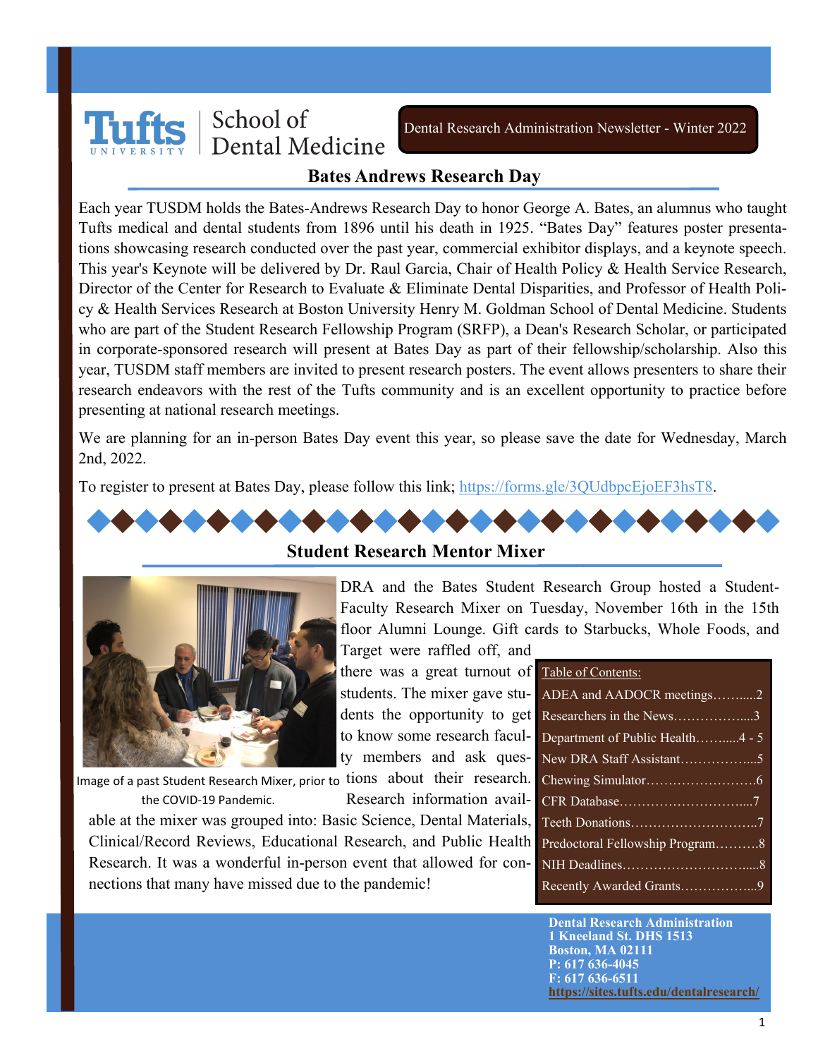Tufts UNIVERSITY | School of Dental Medicine

Dental Research Administration Newsletter - Winter 2022

## Bates Andrews Research Day

Each year TUSDM holds the Bates-Andrews Research Day to honor George A. Bates, an alumnus who taught Tufts medical and dental students from 1896 until his death in 1925. "Bates Day" features poster presentations showcasing research conducted over the past year, commercial exhibitor displays, and a keynote speech. This year's Keynote will be delivered by Dr. Raul Garcia, Chair of Health Policy & Health Service Research, Director of the Center for Research to Evaluate & Eliminate Dental Disparities, and Professor of Health Policy & Health Services Research at Boston University Henry M. Goldman School of Dental Medicine. Students who are part of the Student Research Fellowship Program (SRFP), a Dean's Research Scholar, or participated in corporate-sponsored research will present at Bates Day as part of their fellowship/scholarship. Also this year, TUSDM staff members are invited to present research posters. The event allows presenters to share their research endeavors with the rest of the Tufts community and is an excellent opportunity to practice before presenting at national research meetings.

We are planning for an in-person Bates Day event this year, so please save the date for Wednesday, March 2nd, 2022.

To register to present at Bates Day, please follow this link; https://forms.gle/3QUdbpcEjoEF3hsT8.

## Student Research Mentor Mixer

Image of a past Student Research Mixer, prior to the COVID-19 Pandemic.

DRA and the Bates Student Research Group hosted a Student-Faculty Research Mixer on Tuesday, November 16th in the 15th floor Alumni Lounge. Gift cards to Starbucks, Whole Foods, and Target were raffled off, and there was a great turnout of students. The mixer gave students the opportunity to get to know some research faculty members and ask questions about their research. Research information available at the mixer was grouped into: Basic Science, Dental Materials, Clinical/Record Reviews, Educational Research, and Public Health Research. It was a wonderful in-person event that allowed for connections that many have missed due to the pandemic!

**Table of Contents:**

- ADEA and AADOCR meetings……......2
- Researchers in the News……………....3
- Department of Public Health……......4 - 5
- New DRA Staff Assistant……………...5
- Chewing Simulator…………………….6
- CFR Database………………………....7
- Teeth Donations………………………..7
- Predoctoral Fellowship Program……….8
- NIH Deadlines……………………….....8
- Recently Awarded Grants……………...9

**Dental Research Administration**
**1 Kneeland St. DHS 1513**
**Boston, MA 02111**
**P: 617 636-4045**
**F: 617 636-6511**
**https://sites.tufts.edu/dentalresearch/**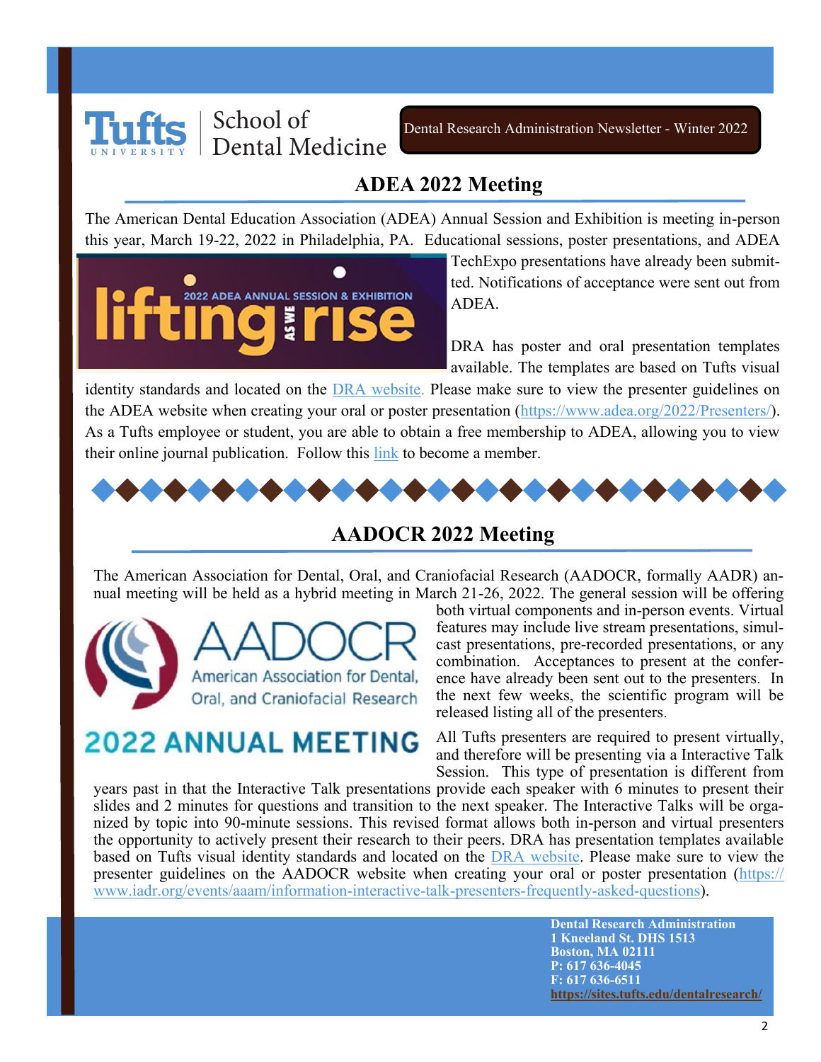Dental Research Administration Newsletter - Winter 2022

## ADEA 2022 Meeting

The American Dental Education Association (ADEA) Annual Session and Exhibition is meeting in-person this year, March 19-22, 2022 in Philadelphia, PA. Educational sessions, poster presentations, and ADEA TechExpo presentations have already been submitted. Notifications of acceptance were sent out from ADEA.

DRA has poster and oral presentation templates available. The templates are based on Tufts visual identity standards and located on the DRA website. Please make sure to view the presenter guidelines on the ADEA website when creating your oral or poster presentation (https://www.adea.org/2022/Presenters/). As a Tufts employee or student, you are able to obtain a free membership to ADEA, allowing you to view their online journal publication. Follow this link to become a member.

## AADOCR 2022 Meeting

The American Association for Dental, Oral, and Craniofacial Research (AADOCR, formally AADR) annual meeting will be held as a hybrid meeting in March 21-26, 2022. The general session will be offering both virtual components and in-person events. Virtual features may include live stream presentations, simulcast presentations, pre-recorded presentations, or any combination. Acceptances to present at the conference have already been sent out to the presenters. In the next few weeks, the scientific program will be released listing all of the presenters.

All Tufts presenters are required to present virtually, and therefore will be presenting via a Interactive Talk Session. This type of presentation is different from years past in that the Interactive Talk presentations provide each speaker with 6 minutes to present their slides and 2 minutes for questions and transition to the next speaker. The Interactive Talks will be organized by topic into 90-minute sessions. This revised format allows both in-person and virtual presenters the opportunity to actively present their research to their peers. DRA has presentation templates available based on Tufts visual identity standards and located on the DRA website. Please make sure to view the presenter guidelines on the AADOCR website when creating your oral or poster presentation (https://www.iadr.org/events/aaam/information-interactive-talk-presenters-frequently-asked-questions).

**Dental Research Administration**
**1 Kneeland St. DHS 1513**
**Boston, MA 02111**
**P: 617 636-4045**
**F: 617 636-6511**
**https://sites.tufts.edu/dentalresearch/**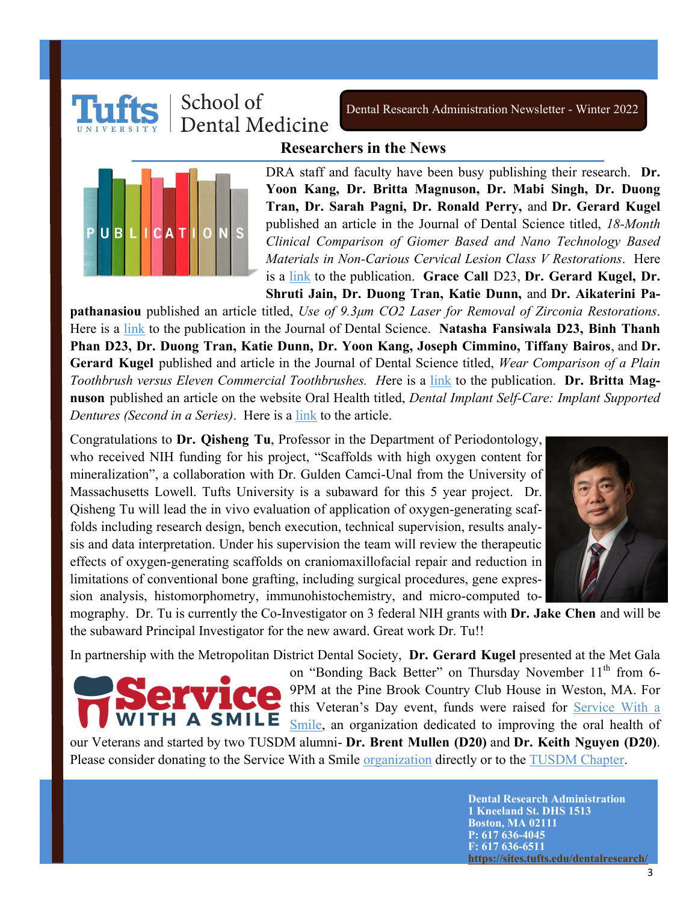Dental Research Administration Newsletter - Winter 2022

## Researchers in the News

DRA staff and faculty have been busy publishing their research. **Dr. Yoon Kang, Dr. Britta Magnuson, Dr. Mabi Singh, Dr. Duong Tran, Dr. Sarah Pagni, Dr. Ronald Perry,** and **Dr. Gerard Kugel** published an article in the Journal of Dental Science titled, *18-Month Clinical Comparison of Giomer Based and Nano Technology Based Materials in Non-Carious Cervical Lesion Class V Restorations*. Here is a link to the publication. **Grace Call** D23, **Dr. Gerard Kugel, Dr. Shruti Jain, Dr. Duong Tran, Katie Dunn,** and **Dr. Aikaterini Papathanasiou** published an article titled, *Use of 9.3μm CO2 Laser for Removal of Zirconia Restorations*. Here is a link to the publication in the Journal of Dental Science. **Natasha Fansiwala D23, Binh Thanh Phan D23, Dr. Duong Tran, Katie Dunn, Dr. Yoon Kang, Joseph Cimmino, Tiffany Bairos**, and **Dr. Gerard Kugel** published and article in the Journal of Dental Science titled, *Wear Comparison of a Plain Toothbrush versus Eleven Commercial Toothbrushes. H*ere is a link to the publication. **Dr. Britta Magnuson** published an article on the website Oral Health titled, *Dental Implant Self-Care: Implant Supported Dentures (Second in a Series)*. Here is a link to the article.

Congratulations to **Dr. Qisheng Tu**, Professor in the Department of Periodontology, who received NIH funding for his project, "Scaffolds with high oxygen content for mineralization", a collaboration with Dr. Gulden Camci-Unal from the University of Massachusetts Lowell. Tufts University is a subaward for this 5 year project. Dr. Qisheng Tu will lead the in vivo evaluation of application of oxygen-generating scaffolds including research design, bench execution, technical supervision, results analysis and data interpretation. Under his supervision the team will review the therapeutic effects of oxygen-generating scaffolds on craniomaxillofacial repair and reduction in limitations of conventional bone grafting, including surgical procedures, gene expression analysis, histomorphometry, immunohistochemistry, and micro-computed tomography. Dr. Tu is currently the Co-Investigator on 3 federal NIH grants with **Dr. Jake Chen** and will be the subaward Principal Investigator for the new award. Great work Dr. Tu!!

In partnership with the Metropolitan District Dental Society, **Dr. Gerard Kugel** presented at the Met Gala on "Bonding Back Better" on Thursday November 11th from 6-9PM at the Pine Brook Country Club House in Weston, MA. For this Veteran's Day event, funds were raised for Service With a Smile, an organization dedicated to improving the oral health of our Veterans and started by two TUSDM alumni- **Dr. Brent Mullen (D20)** and **Dr. Keith Nguyen (D20)**. Please consider donating to the Service With a Smile organization directly or to the TUSDM Chapter.

**Dental Research Administration**
**1 Kneeland St. DHS 1513**
**Boston, MA 02111**
**P: 617 636-4045**
**F: 617 636-6511**
**https://sites.tufts.edu/dentalresearch/**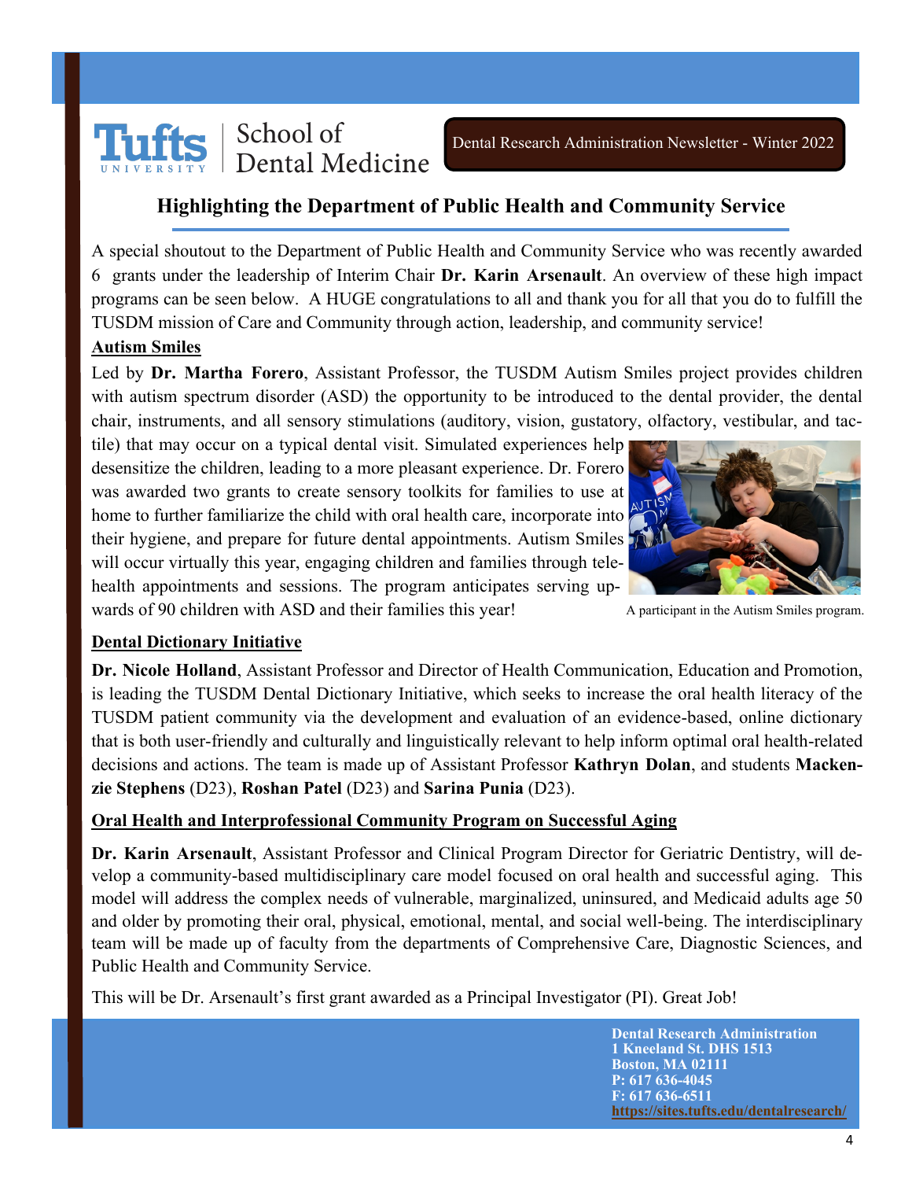Tufts University | School of Dental Medicine

Dental Research Administration Newsletter - Winter 2022

## Highlighting the Department of Public Health and Community Service

A special shoutout to the Department of Public Health and Community Service who was recently awarded 6 grants under the leadership of Interim Chair **Dr. Karin Arsenault**. An overview of these high impact programs can be seen below. A HUGE congratulations to all and thank you for all that you do to fulfill the TUSDM mission of Care and Community through action, leadership, and community service!

### Autism Smiles

Led by **Dr. Martha Forero**, Assistant Professor, the TUSDM Autism Smiles project provides children with autism spectrum disorder (ASD) the opportunity to be introduced to the dental provider, the dental chair, instruments, and all sensory stimulations (auditory, vision, gustatory, olfactory, vestibular, and tactile) that may occur on a typical dental visit. Simulated experiences help desensitize the children, leading to a more pleasant experience. Dr. Forero was awarded two grants to create sensory toolkits for families to use at home to further familiarize the child with oral health care, incorporate into their hygiene, and prepare for future dental appointments. Autism Smiles will occur virtually this year, engaging children and families through telehealth appointments and sessions. The program anticipates serving upwards of 90 children with ASD and their families this year!

A participant in the Autism Smiles program.

### Dental Dictionary Initiative

**Dr. Nicole Holland**, Assistant Professor and Director of Health Communication, Education and Promotion, is leading the TUSDM Dental Dictionary Initiative, which seeks to increase the oral health literacy of the TUSDM patient community via the development and evaluation of an evidence-based, online dictionary that is both user-friendly and culturally and linguistically relevant to help inform optimal oral health-related decisions and actions. The team is made up of Assistant Professor **Kathryn Dolan**, and students **Mackenzie Stephens** (D23), **Roshan Patel** (D23) and **Sarina Punia** (D23).

### Oral Health and Interprofessional Community Program on Successful Aging

**Dr. Karin Arsenault**, Assistant Professor and Clinical Program Director for Geriatric Dentistry, will develop a community-based multidisciplinary care model focused on oral health and successful aging. This model will address the complex needs of vulnerable, marginalized, uninsured, and Medicaid adults age 50 and older by promoting their oral, physical, emotional, mental, and social well-being. The interdisciplinary team will be made up of faculty from the departments of Comprehensive Care, Diagnostic Sciences, and Public Health and Community Service.

This will be Dr. Arsenault's first grant awarded as a Principal Investigator (PI). Great Job!

**Dental Research Administration**
**1 Kneeland St. DHS 1513**
**Boston, MA 02111**
**P: 617 636-4045**
**F: 617 636-6511**
**https://sites.tufts.edu/dentalresearch/**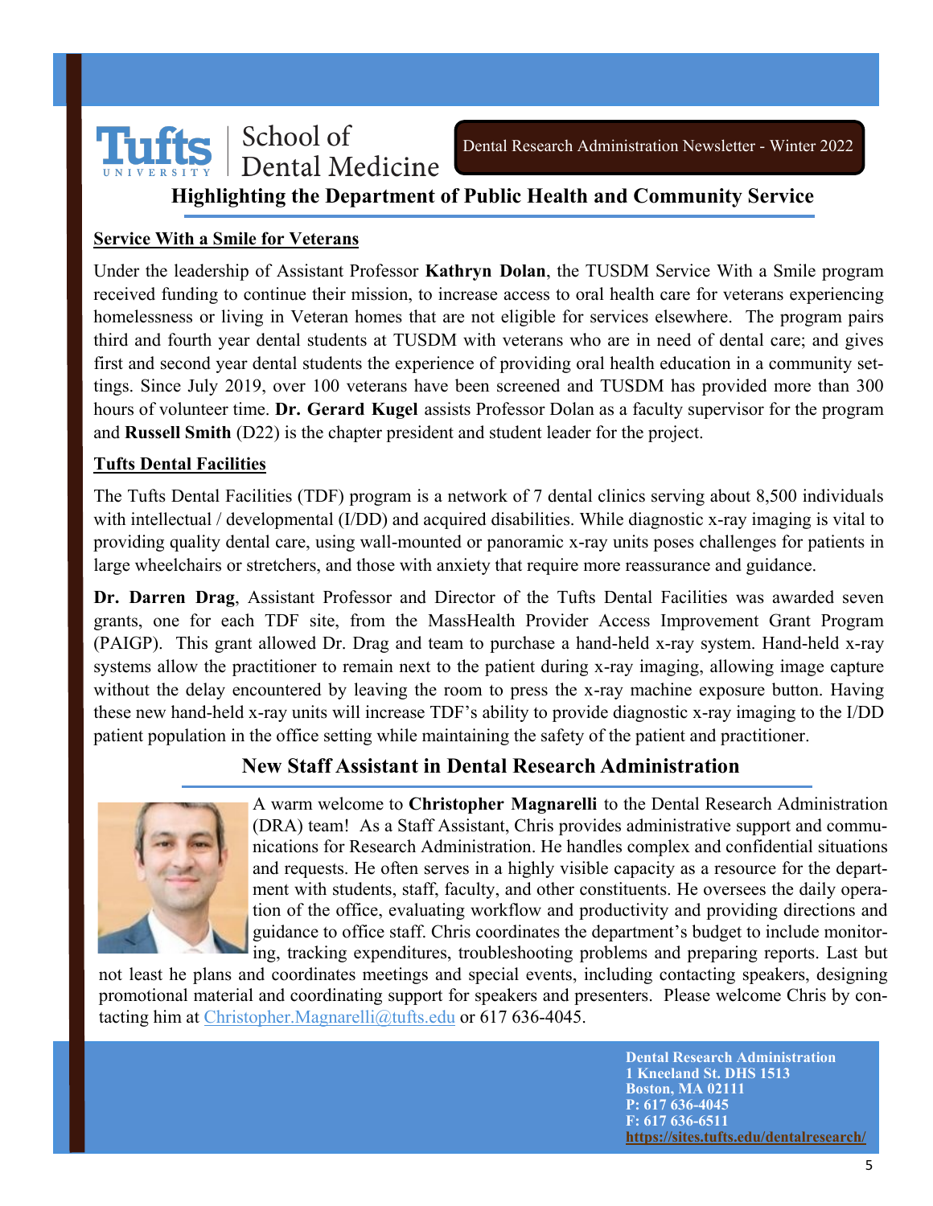Tufts University | School of Dental Medicine

Dental Research Administration Newsletter - Winter 2022

## Highlighting the Department of Public Health and Community Service

### Service With a Smile for Veterans

Under the leadership of Assistant Professor **Kathryn Dolan**, the TUSDM Service With a Smile program received funding to continue their mission, to increase access to oral health care for veterans experiencing homelessness or living in Veteran homes that are not eligible for services elsewhere. The program pairs third and fourth year dental students at TUSDM with veterans who are in need of dental care; and gives first and second year dental students the experience of providing oral health education in a community settings. Since July 2019, over 100 veterans have been screened and TUSDM has provided more than 300 hours of volunteer time. **Dr. Gerard Kugel** assists Professor Dolan as a faculty supervisor for the program and **Russell Smith** (D22) is the chapter president and student leader for the project.

### Tufts Dental Facilities

The Tufts Dental Facilities (TDF) program is a network of 7 dental clinics serving about 8,500 individuals with intellectual / developmental (I/DD) and acquired disabilities. While diagnostic x-ray imaging is vital to providing quality dental care, using wall-mounted or panoramic x-ray units poses challenges for patients in large wheelchairs or stretchers, and those with anxiety that require more reassurance and guidance.

**Dr. Darren Drag**, Assistant Professor and Director of the Tufts Dental Facilities was awarded seven grants, one for each TDF site, from the MassHealth Provider Access Improvement Grant Program (PAIGP). This grant allowed Dr. Drag and team to purchase a hand-held x-ray system. Hand-held x-ray systems allow the practitioner to remain next to the patient during x-ray imaging, allowing image capture without the delay encountered by leaving the room to press the x-ray machine exposure button. Having these new hand-held x-ray units will increase TDF's ability to provide diagnostic x-ray imaging to the I/DD patient population in the office setting while maintaining the safety of the patient and practitioner.

## New Staff Assistant in Dental Research Administration

A warm welcome to **Christopher Magnarelli** to the Dental Research Administration (DRA) team! As a Staff Assistant, Chris provides administrative support and communications for Research Administration. He handles complex and confidential situations and requests. He often serves in a highly visible capacity as a resource for the department with students, staff, faculty, and other constituents. He oversees the daily operation of the office, evaluating workflow and productivity and providing directions and guidance to office staff. Chris coordinates the department's budget to include monitoring, tracking expenditures, troubleshooting problems and preparing reports. Last but not least he plans and coordinates meetings and special events, including contacting speakers, designing promotional material and coordinating support for speakers and presenters. Please welcome Chris by contacting him at Christopher.Magnarelli@tufts.edu or 617 636-4045.

**Dental Research Administration**
**1 Kneeland St. DHS 1513**
**Boston, MA 02111**
**P: 617 636-4045**
**F: 617 636-6511**
**https://sites.tufts.edu/dentalresearch/**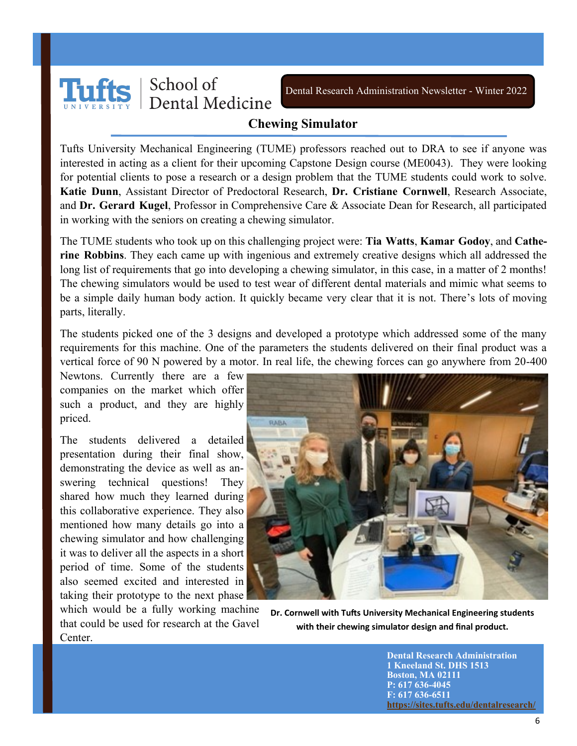Dental Research Administration Newsletter - Winter 2022

## Chewing Simulator

Tufts University Mechanical Engineering (TUME) professors reached out to DRA to see if anyone was interested in acting as a client for their upcoming Capstone Design course (ME0043). They were looking for potential clients to pose a research or a design problem that the TUME students could work to solve. **Katie Dunn**, Assistant Director of Predoctoral Research, **Dr. Cristiane Cornwell**, Research Associate, and **Dr. Gerard Kugel**, Professor in Comprehensive Care & Associate Dean for Research, all participated in working with the seniors on creating a chewing simulator.

The TUME students who took up on this challenging project were: **Tia Watts**, **Kamar Godoy**, and **Catherine Robbins**. They each came up with ingenious and extremely creative designs which all addressed the long list of requirements that go into developing a chewing simulator, in this case, in a matter of 2 months! The chewing simulators would be used to test wear of different dental materials and mimic what seems to be a simple daily human body action. It quickly became very clear that it is not. There's lots of moving parts, literally.

The students picked one of the 3 designs and developed a prototype which addressed some of the many requirements for this machine. One of the parameters the students delivered on their final product was a vertical force of 90 N powered by a motor. In real life, the chewing forces can go anywhere from 20-400 Newtons. Currently there are a few companies on the market which offer such a product, and they are highly priced.

The students delivered a detailed presentation during their final show, demonstrating the device as well as answering technical questions! They shared how much they learned during this collaborative experience. They also mentioned how many details go into a chewing simulator and how challenging it was to deliver all the aspects in a short period of time. Some of the students also seemed excited and interested in taking their prototype to the next phase which would be a fully working machine that could be used for research at the Gavel Center.

**Dr. Cornwell with Tufts University Mechanical Engineering students with their chewing simulator design and final product.**

**Dental Research Administration**
**1 Kneeland St. DHS 1513**
**Boston, MA 02111**
**P: 617 636-4045**
**F: 617 636-6511**
**https://sites.tufts.edu/dentalresearch/**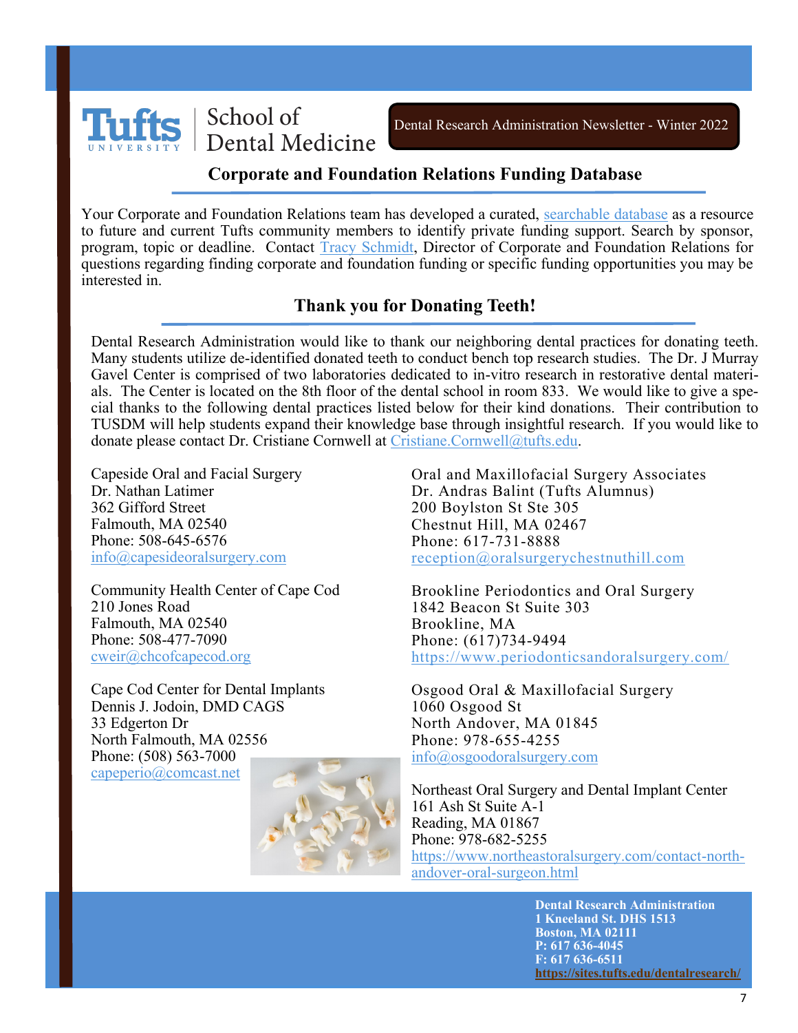Tufts University School of Dental Medicine

Dental Research Administration Newsletter - Winter 2022

## Corporate and Foundation Relations Funding Database

Your Corporate and Foundation Relations team has developed a curated, searchable database as a resource to future and current Tufts community members to identify private funding support. Search by sponsor, program, topic or deadline. Contact Tracy Schmidt, Director of Corporate and Foundation Relations for questions regarding finding corporate and foundation funding or specific funding opportunities you may be interested in.

## Thank you for Donating Teeth!

Dental Research Administration would like to thank our neighboring dental practices for donating teeth. Many students utilize de-identified donated teeth to conduct bench top research studies. The Dr. J Murray Gavel Center is comprised of two laboratories dedicated to in-vitro research in restorative dental materials. The Center is located on the 8th floor of the dental school in room 833. We would like to give a special thanks to the following dental practices listed below for their kind donations. Their contribution to TUSDM will help students expand their knowledge base through insightful research. If you would like to donate please contact Dr. Cristiane Cornwell at Cristiane.Cornwell@tufts.edu.

Capeside Oral and Facial Surgery
Dr. Nathan Latimer
362 Gifford Street
Falmouth, MA 02540
Phone: 508-645-6576
info@capesideoralsurgery.com

Community Health Center of Cape Cod
210 Jones Road
Falmouth, MA 02540
Phone: 508-477-7090
cweir@chcofcapecod.org

Cape Cod Center for Dental Implants
Dennis J. Jodoin, DMD CAGS
33 Edgerton Dr
North Falmouth, MA 02556
Phone: (508) 563-7000
capeperio@comcast.net

Oral and Maxillofacial Surgery Associates
Dr. Andras Balint (Tufts Alumnus)
200 Boylston St Ste 305
Chestnut Hill, MA 02467
Phone: 617-731-8888
reception@oralsurgerychestnuthill.com

Brookline Periodontics and Oral Surgery
1842 Beacon St Suite 303
Brookline, MA
Phone: (617)734-9494
https://www.periodonticsandoralsurgery.com/

Osgood Oral & Maxillofacial Surgery
1060 Osgood St
North Andover, MA 01845
Phone: 978-655-4255
info@osgoodoralsurgery.com

Northeast Oral Surgery and Dental Implant Center
161 Ash St Suite A-1
Reading, MA 01867
Phone: 978-682-5255
https://www.northeastoralsurgery.com/contact-north-andover-oral-surgeon.html

**Dental Research Administration**
**1 Kneeland St. DHS 1513**
**Boston, MA 02111**
**P: 617 636-4045**
**F: 617 636-6511**
**https://sites.tufts.edu/dentalresearch/**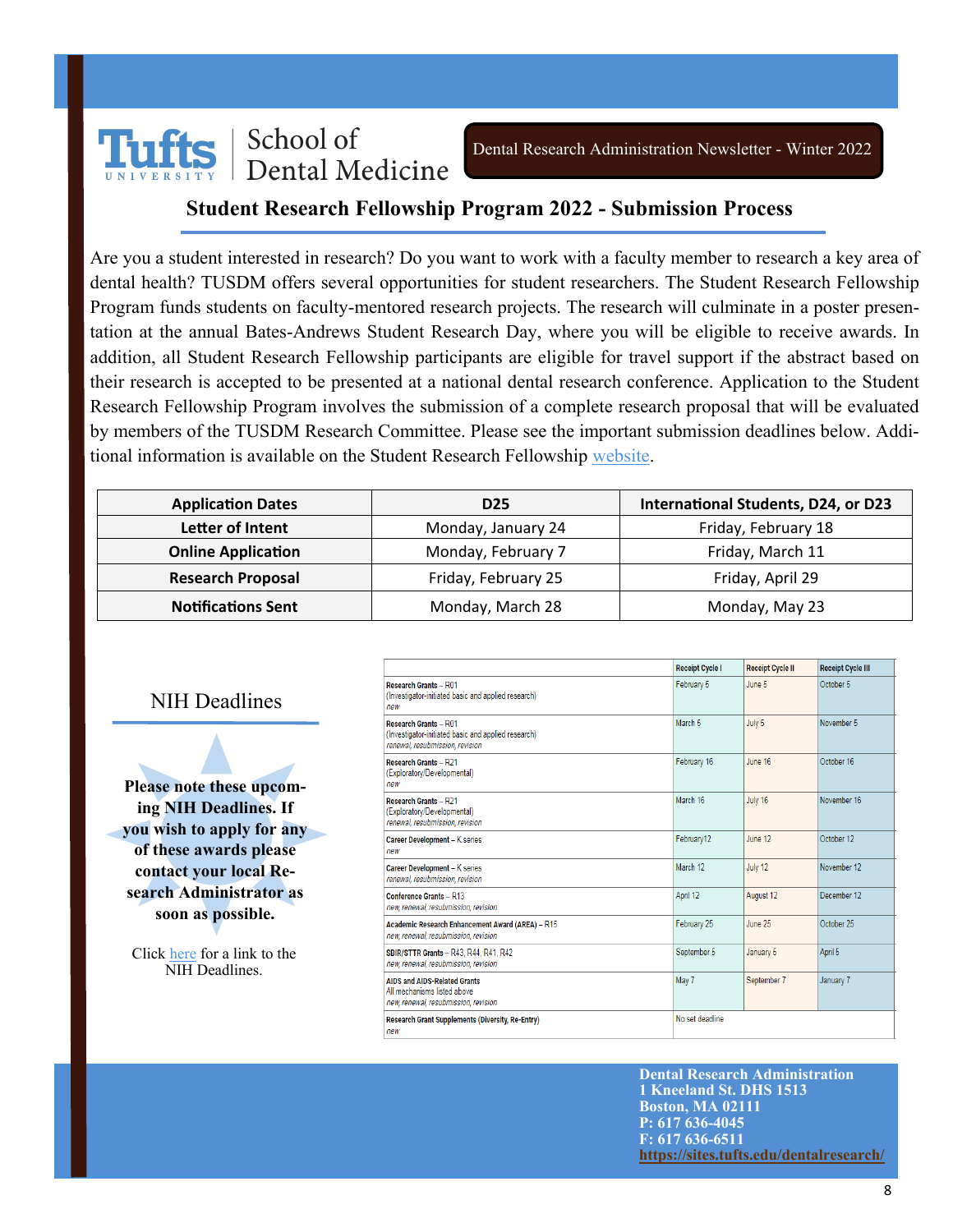Tufts University | School of Dental Medicine

Dental Research Administration Newsletter - Winter 2022

## Student Research Fellowship Program 2022 - Submission Process

Are you a student interested in research? Do you want to work with a faculty member to research a key area of dental health? TUSDM offers several opportunities for student researchers. The Student Research Fellowship Program funds students on faculty-mentored research projects. The research will culminate in a poster presentation at the annual Bates-Andrews Student Research Day, where you will be eligible to receive awards. In addition, all Student Research Fellowship participants are eligible for travel support if the abstract based on their research is accepted to be presented at a national dental research conference. Application to the Student Research Fellowship Program involves the submission of a complete research proposal that will be evaluated by members of the TUSDM Research Committee. Please see the important submission deadlines below. Additional information is available on the Student Research Fellowship website.

| Application Dates | D25 | International Students, D24, or D23 |
| --- | --- | --- |
| **Letter of Intent** | Monday, January 24 | Friday, February 18 |
| **Online Application** | Monday, February 7 | Friday, March 11 |
| **Research Proposal** | Friday, February 25 | Friday, April 29 |
| **Notifications Sent** | Monday, March 28 | Monday, May 23 |

## NIH Deadlines

**Please note these upcoming NIH Deadlines. If you wish to apply for any of these awards please contact your local Research Administrator as soon as possible.**

Click here for a link to the NIH Deadlines.

| | Receipt Cycle I | Receipt Cycle II | Receipt Cycle III |
| --- | --- | --- | --- |
| **Research Grants** – R01 (Investigator-initiated basic and applied research) *new* | February 5 | June 5 | October 5 |
| **Research Grants** – R01 (Investigator-initiated basic and applied research) *renewal, resubmission, revision* | March 5 | July 5 | November 5 |
| **Research Grants** – R21 (Exploratory/Developmental) *new* | February 16 | June 16 | October 16 |
| **Research Grants** – R21 (Exploratory/Developmental) *renewal, resubmission, revision* | March 16 | July 16 | November 16 |
| **Career Development** – K series *new* | February12 | June 12 | October 12 |
| **Career Development** – K series *renewal, resubmission, revision* | March 12 | July 12 | November 12 |
| **Conference Grants** – R13 *new, renewal, resubmission, revision* | April 12 | August 12 | December 12 |
| **Academic Research Enhancement Award (AREA)** – R15 *new, renewal, resubmission, revision* | February 25 | June 25 | October 25 |
| **SBIR/STTR Grants** – R43, R44, R41, R42 *new, renewal, resubmission, revision* | September 5 | January 5 | April 5 |
| **AIDS and AIDS-Related Grants** All mechanisms listed above *new, renewal, resubmission, revision* | May 7 | September 7 | January 7 |
| **Research Grant Supplements (Diversity, Re-Entry)** *new* | No set deadline | | |

**Dental Research Administration**
**1 Kneeland St. DHS 1513**
**Boston, MA 02111**
**P: 617 636-4045**
**F: 617 636-6511**
**https://sites.tufts.edu/dentalresearch/**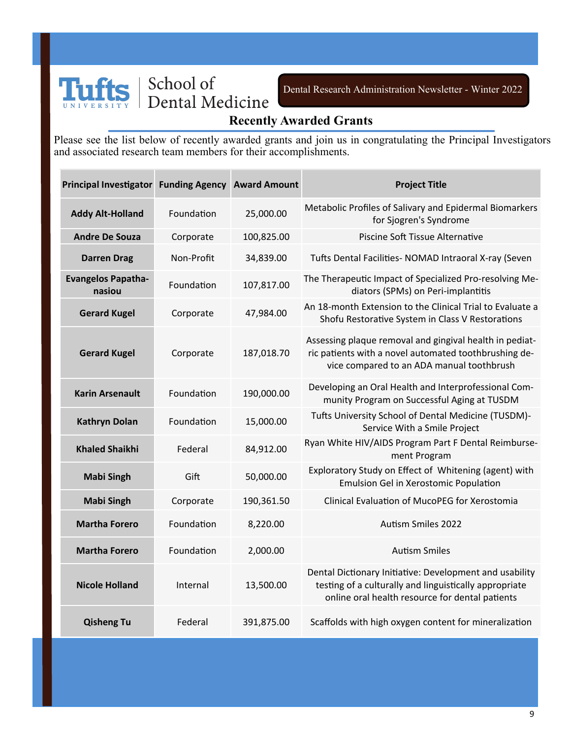Tufts University | School of Dental Medicine

Dental Research Administration Newsletter - Winter 2022

## Recently Awarded Grants

Please see the list below of recently awarded grants and join us in congratulating the Principal Investigators and associated research team members for their accomplishments.

| Principal Investigator | Funding Agency | Award Amount | Project Title |
|---|---|---|---|
| **Addy Alt-Holland** | Foundation | 25,000.00 | Metabolic Profiles of Salivary and Epidermal Biomarkers for Sjogren's Syndrome |
| **Andre De Souza** | Corporate | 100,825.00 | Piscine Soft Tissue Alternative |
| **Darren Drag** | Non-Profit | 34,839.00 | Tufts Dental Facilities- NOMAD Intraoral X-ray (Seven |
| **Evangelos Papathanasiou** | Foundation | 107,817.00 | The Therapeutic Impact of Specialized Pro-resolving Mediators (SPMs) on Peri-implantitis |
| **Gerard Kugel** | Corporate | 47,984.00 | An 18-month Extension to the Clinical Trial to Evaluate a Shofu Restorative System in Class V Restorations |
| **Gerard Kugel** | Corporate | 187,018.70 | Assessing plaque removal and gingival health in pediatric patients with a novel automated toothbrushing device compared to an ADA manual toothbrush |
| **Karin Arsenault** | Foundation | 190,000.00 | Developing an Oral Health and Interprofessional Community Program on Successful Aging at TUSDM |
| **Kathryn Dolan** | Foundation | 15,000.00 | Tufts University School of Dental Medicine (TUSDM)-Service With a Smile Project |
| **Khaled Shaikhi** | Federal | 84,912.00 | Ryan White HIV/AIDS Program Part F Dental Reimbursement Program |
| **Mabi Singh** | Gift | 50,000.00 | Exploratory Study on Effect of Whitening (agent) with Emulsion Gel in Xerostomic Population |
| **Mabi Singh** | Corporate | 190,361.50 | Clinical Evaluation of MucoPEG for Xerostomia |
| **Martha Forero** | Foundation | 8,220.00 | Autism Smiles 2022 |
| **Martha Forero** | Foundation | 2,000.00 | Autism Smiles |
| **Nicole Holland** | Internal | 13,500.00 | Dental Dictionary Initiative: Development and usability testing of a culturally and linguistically appropriate online oral health resource for dental patients |
| **Qisheng Tu** | Federal | 391,875.00 | Scaffolds with high oxygen content for mineralization |